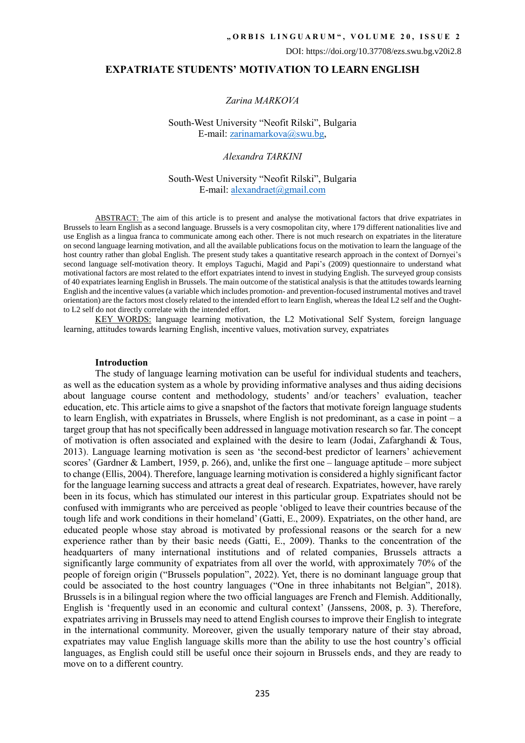DOI: https://doi.org/10.37708/ezs.swu.bg.v20i2.8

# EXPATRIATE STUDENTS' MOTIVATION TO LEARN ENGLISH

*Zarina MARKOVA*

South-West University "Neofit Rilski", Bulgaria
E-mail: zarinamarkova@swu.bg,

*Alexandra TARKINI*

South-West University "Neofit Rilski", Bulgaria
E-mail: alexandraet@gmail.com

ABSTRACT: The aim of this article is to present and analyse the motivational factors that drive expatriates in Brussels to learn English as a second language. Brussels is a very cosmopolitan city, where 179 different nationalities live and use English as a lingua franca to communicate among each other. There is not much research on expatriates in the literature on second language learning motivation, and all the available publications focus on the motivation to learn the language of the host country rather than global English. The present study takes a quantitative research approach in the context of Dornyei's second language self-motivation theory. It employs Taguchi, Magid and Papi's (2009) questionnaire to understand what motivational factors are most related to the effort expatriates intend to invest in studying English. The surveyed group consists of 40 expatriates learning English in Brussels. The main outcome of the statistical analysis is that the attitudes towards learning English and the incentive values (a variable which includes promotion- and prevention-focused instrumental motives and travel orientation) are the factors most closely related to the intended effort to learn English, whereas the Ideal L2 self and the Ought-to L2 self do not directly correlate with the intended effort.

KEY WORDS: language learning motivation, the L2 Motivational Self System, foreign language learning, attitudes towards learning English, incentive values, motivation survey, expatriates

## Introduction

The study of language learning motivation can be useful for individual students and teachers, as well as the education system as a whole by providing informative analyses and thus aiding decisions about language course content and methodology, students' and/or teachers' evaluation, teacher education, etc. This article aims to give a snapshot of the factors that motivate foreign language students to learn English, with expatriates in Brussels, where English is not predominant, as a case in point – a target group that has not specifically been addressed in language motivation research so far. The concept of motivation is often associated and explained with the desire to learn (Jodai, Zafarghandi & Tous, 2013). Language learning motivation is seen as 'the second-best predictor of learners' achievement scores' (Gardner & Lambert, 1959, p. 266), and, unlike the first one – language aptitude – more subject to change (Ellis, 2004). Therefore, language learning motivation is considered a highly significant factor for the language learning success and attracts a great deal of research. Expatriates, however, have rarely been in its focus, which has stimulated our interest in this particular group. Expatriates should not be confused with immigrants who are perceived as people 'obliged to leave their countries because of the tough life and work conditions in their homeland' (Gatti, E., 2009). Expatriates, on the other hand, are educated people whose stay abroad is motivated by professional reasons or the search for a new experience rather than by their basic needs (Gatti, E., 2009). Thanks to the concentration of the headquarters of many international institutions and of related companies, Brussels attracts a significantly large community of expatriates from all over the world, with approximately 70% of the people of foreign origin ("Brussels population", 2022). Yet, there is no dominant language group that could be associated to the host country languages ("One in three inhabitants not Belgian", 2018). Brussels is in a bilingual region where the two official languages are French and Flemish. Additionally, English is 'frequently used in an economic and cultural context' (Janssens, 2008, p. 3). Therefore, expatriates arriving in Brussels may need to attend English courses to improve their English to integrate in the international community. Moreover, given the usually temporary nature of their stay abroad, expatriates may value English language skills more than the ability to use the host country's official languages, as English could still be useful once their sojourn in Brussels ends, and they are ready to move on to a different country.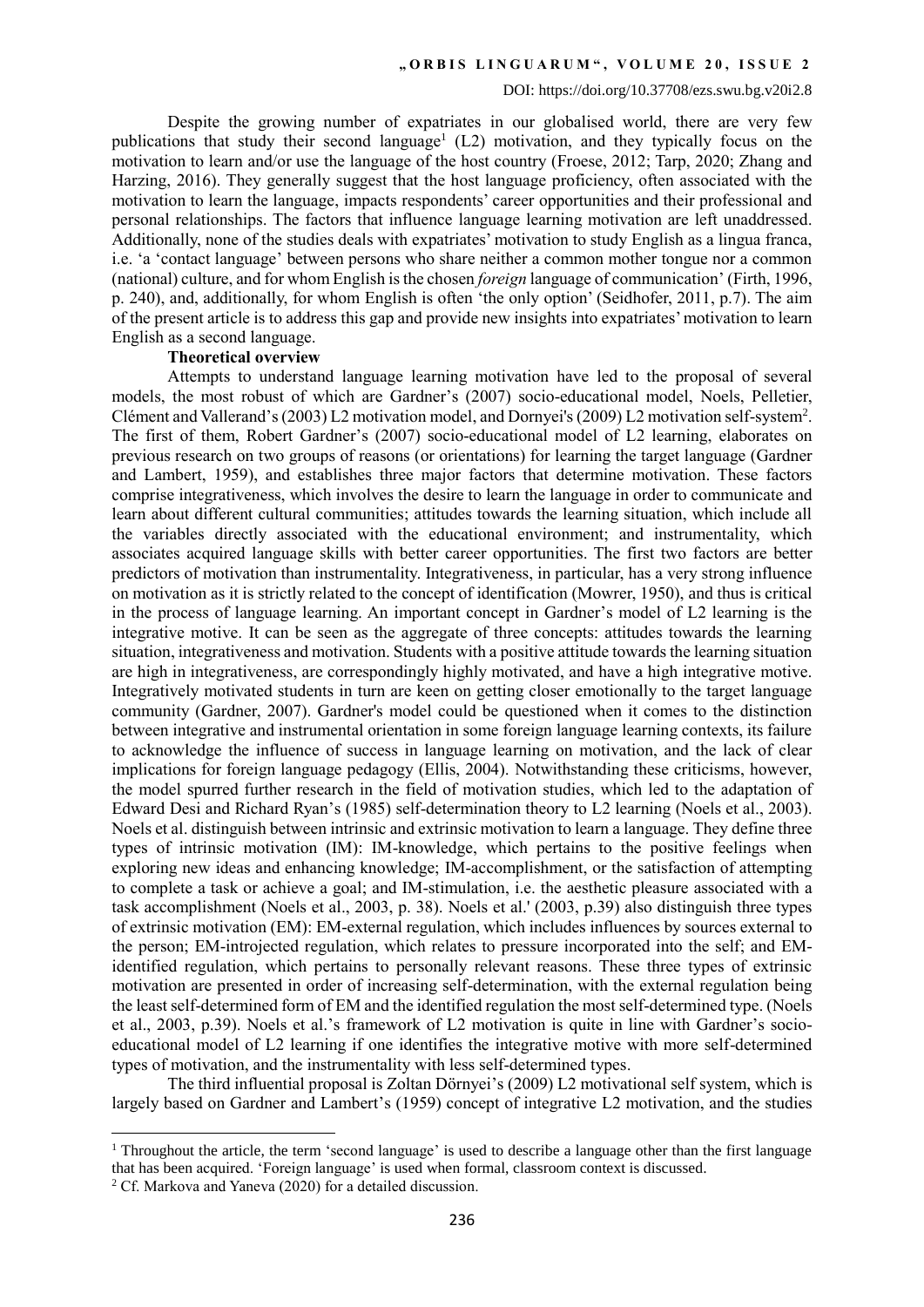Despite the growing number of expatriates in our globalised world, there are very few publications that study their second language[1] (L2) motivation, and they typically focus on the motivation to learn and/or use the language of the host country (Froese, 2012; Tarp, 2020; Zhang and Harzing, 2016). They generally suggest that the host language proficiency, often associated with the motivation to learn the language, impacts respondents' career opportunities and their professional and personal relationships. The factors that influence language learning motivation are left unaddressed. Additionally, none of the studies deals with expatriates' motivation to study English as a lingua franca, i.e. 'a 'contact language' between persons who share neither a common mother tongue nor a common (national) culture, and for whom English is the chosen *foreign* language of communication' (Firth, 1996, p. 240), and, additionally, for whom English is often 'the only option' (Seidhofer, 2011, p.7). The aim of the present article is to address this gap and provide new insights into expatriates' motivation to learn English as a second language.

**Theoretical overview**

Attempts to understand language learning motivation have led to the proposal of several models, the most robust of which are Gardner's (2007) socio-educational model, Noels, Pelletier, Clément and Vallerand's (2003) L2 motivation model, and Dornyei's (2009) L2 motivation self-system[2]. The first of them, Robert Gardner's (2007) socio-educational model of L2 learning, elaborates on previous research on two groups of reasons (or orientations) for learning the target language (Gardner and Lambert, 1959), and establishes three major factors that determine motivation. These factors comprise integrativeness, which involves the desire to learn the language in order to communicate and learn about different cultural communities; attitudes towards the learning situation, which include all the variables directly associated with the educational environment; and instrumentality, which associates acquired language skills with better career opportunities. The first two factors are better predictors of motivation than instrumentality. Integrativeness, in particular, has a very strong influence on motivation as it is strictly related to the concept of identification (Mowrer, 1950), and thus is critical in the process of language learning. An important concept in Gardner's model of L2 learning is the integrative motive. It can be seen as the aggregate of three concepts: attitudes towards the learning situation, integrativeness and motivation. Students with a positive attitude towards the learning situation are high in integrativeness, are correspondingly highly motivated, and have a high integrative motive. Integratively motivated students in turn are keen on getting closer emotionally to the target language community (Gardner, 2007). Gardner's model could be questioned when it comes to the distinction between integrative and instrumental orientation in some foreign language learning contexts, its failure to acknowledge the influence of success in language learning on motivation, and the lack of clear implications for foreign language pedagogy (Ellis, 2004). Notwithstanding these criticisms, however, the model spurred further research in the field of motivation studies, which led to the adaptation of Edward Desi and Richard Ryan's (1985) self-determination theory to L2 learning (Noels et al., 2003). Noels et al. distinguish between intrinsic and extrinsic motivation to learn a language. They define three types of intrinsic motivation (IM): IM-knowledge, which pertains to the positive feelings when exploring new ideas and enhancing knowledge; IM-accomplishment, or the satisfaction of attempting to complete a task or achieve a goal; and IM-stimulation, i.e. the aesthetic pleasure associated with a task accomplishment (Noels et al., 2003, p. 38). Noels et al.' (2003, p.39) also distinguish three types of extrinsic motivation (EM): EM-external regulation, which includes influences by sources external to the person; EM-introjected regulation, which relates to pressure incorporated into the self; and EM-identified regulation, which pertains to personally relevant reasons. These three types of extrinsic motivation are presented in order of increasing self-determination, with the external regulation being the least self-determined form of EM and the identified regulation the most self-determined type. (Noels et al., 2003, p.39). Noels et al.'s framework of L2 motivation is quite in line with Gardner's socio-educational model of L2 learning if one identifies the integrative motive with more self-determined types of motivation, and the instrumentality with less self-determined types.

The third influential proposal is Zoltan Dörnyei's (2009) L2 motivational self system, which is largely based on Gardner and Lambert's (1959) concept of integrative L2 motivation, and the studies

[1] Throughout the article, the term 'second language' is used to describe a language other than the first language that has been acquired. 'Foreign language' is used when formal, classroom context is discussed.

[2] Cf. Markova and Yaneva (2020) for a detailed discussion.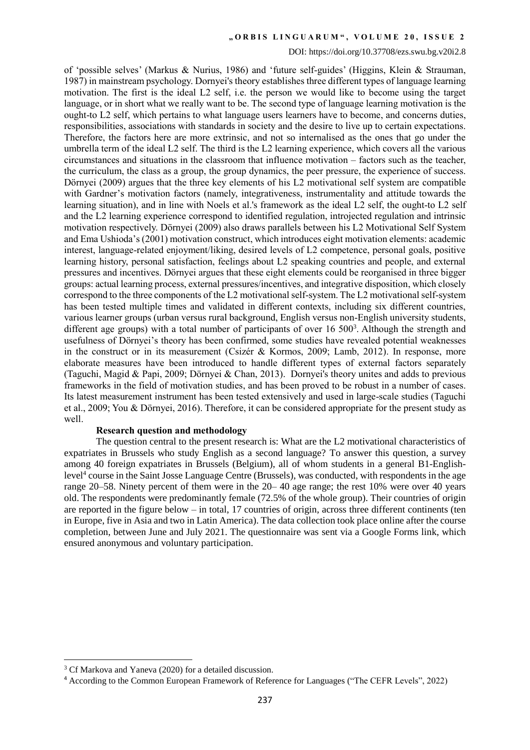of 'possible selves' (Markus & Nurius, 1986) and 'future self-guides' (Higgins, Klein & Strauman, 1987) in mainstream psychology. Dornyei's theory establishes three different types of language learning motivation. The first is the ideal L2 self, i.e. the person we would like to become using the target language, or in short what we really want to be. The second type of language learning motivation is the ought-to L2 self, which pertains to what language users learners have to become, and concerns duties, responsibilities, associations with standards in society and the desire to live up to certain expectations. Therefore, the factors here are more extrinsic, and not so internalised as the ones that go under the umbrella term of the ideal L2 self. The third is the L2 learning experience, which covers all the various circumstances and situations in the classroom that influence motivation – factors such as the teacher, the curriculum, the class as a group, the group dynamics, the peer pressure, the experience of success. Dörnyei (2009) argues that the three key elements of his L2 motivational self system are compatible with Gardner's motivation factors (namely, integrativeness, instrumentality and attitude towards the learning situation), and in line with Noels et al.'s framework as the ideal L2 self, the ought-to L2 self and the L2 learning experience correspond to identified regulation, introjected regulation and intrinsic motivation respectively. Dörnyei (2009) also draws parallels between his L2 Motivational Self System and Ema Ushioda's (2001) motivation construct, which introduces eight motivation elements: academic interest, language-related enjoyment/liking, desired levels of L2 competence, personal goals, positive learning history, personal satisfaction, feelings about L2 speaking countries and people, and external pressures and incentives. Dörnyei argues that these eight elements could be reorganised in three bigger groups: actual learning process, external pressures/incentives, and integrative disposition, which closely correspond to the three components of the L2 motivational self-system. The L2 motivational self-system has been tested multiple times and validated in different contexts, including six different countries, various learner groups (urban versus rural background, English versus non-English university students, different age groups) with a total number of participants of over 16 500[3]. Although the strength and usefulness of Dörnyei's theory has been confirmed, some studies have revealed potential weaknesses in the construct or in its measurement (Csizér & Kormos, 2009; Lamb, 2012). In response, more elaborate measures have been introduced to handle different types of external factors separately (Taguchi, Magid & Papi, 2009; Dörnyei & Chan, 2013). Dornyei's theory unites and adds to previous frameworks in the field of motivation studies, and has been proved to be robust in a number of cases. Its latest measurement instrument has been tested extensively and used in large-scale studies (Taguchi et al., 2009; You & Dörnyei, 2016). Therefore, it can be considered appropriate for the present study as well.

**Research question and methodology**

The question central to the present research is: What are the L2 motivational characteristics of expatriates in Brussels who study English as a second language? To answer this question, a survey among 40 foreign expatriates in Brussels (Belgium), all of whom students in a general B1-English-level[4] course in the Saint Josse Language Centre (Brussels), was conducted, with respondents in the age range 20–58. Ninety percent of them were in the 20– 40 age range; the rest 10% were over 40 years old. The respondents were predominantly female (72.5% of the whole group). Their countries of origin are reported in the figure below – in total, 17 countries of origin, across three different continents (ten in Europe, five in Asia and two in Latin America). The data collection took place online after the course completion, between June and July 2021. The questionnaire was sent via a Google Forms link, which ensured anonymous and voluntary participation.

---

[3] Cf Markova and Yaneva (2020) for a detailed discussion.

[4] According to the Common European Framework of Reference for Languages ("The CEFR Levels", 2022)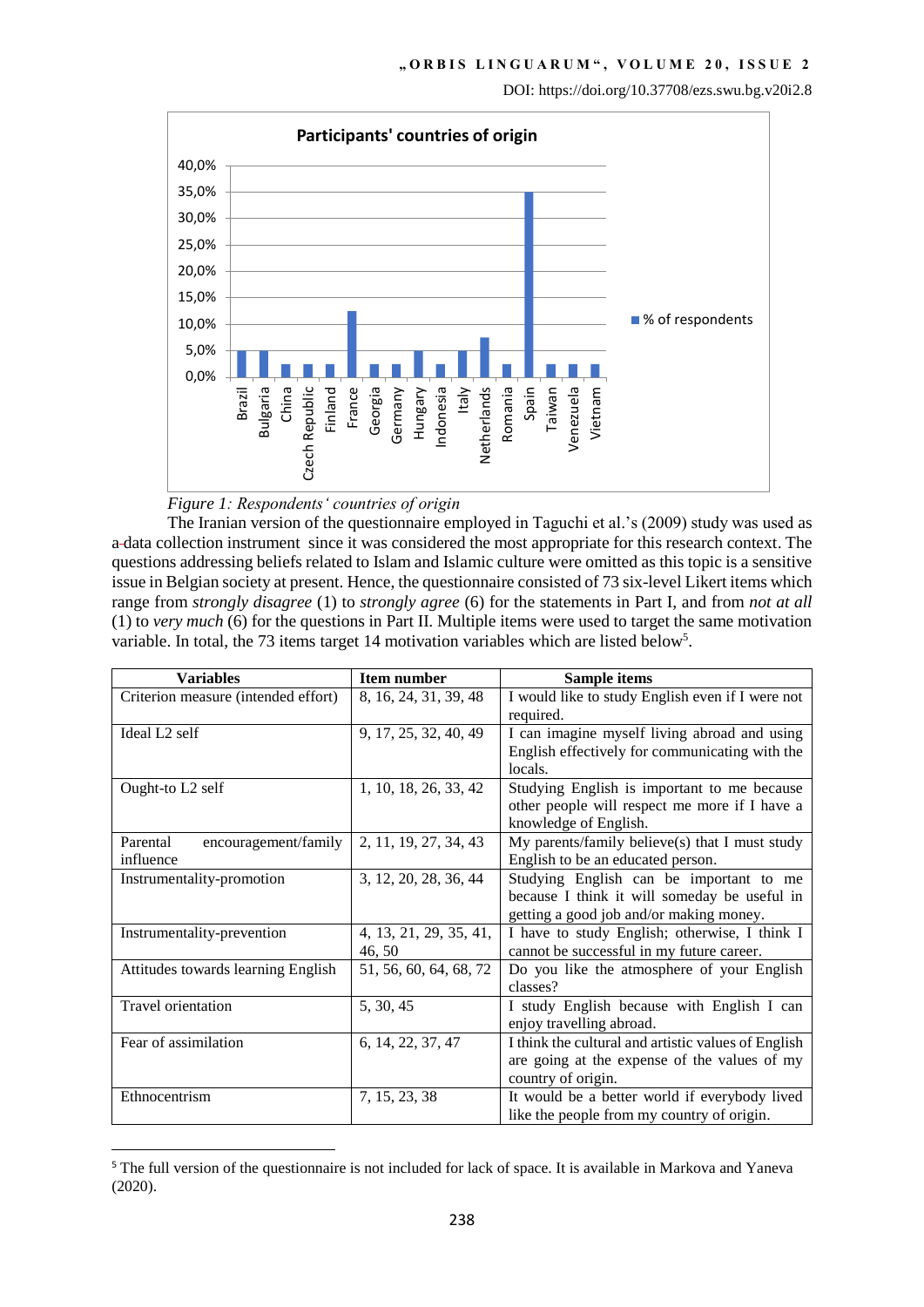Figure 1: Respondents' countries of origin

The Iranian version of the questionnaire employed in Taguchi et al.'s (2009) study was used as a data collection instrument since it was considered the most appropriate for this research context. The questions addressing beliefs related to Islam and Islamic culture were omitted as this topic is a sensitive issue in Belgian society at present. Hence, the questionnaire consisted of 73 six-level Likert items which range from *strongly disagree* (1) to *strongly agree* (6) for the statements in Part I, and from *not at all* (1) to *very much* (6) for the questions in Part II. Multiple items were used to target the same motivation variable. In total, the 73 items target 14 motivation variables which are listed below[5].

| Variables | Item number | Sample items |
|---|---|---|
| Criterion measure (intended effort) | 8, 16, 24, 31, 39, 48 | I would like to study English even if I were not required. |
| Ideal L2 self | 9, 17, 25, 32, 40, 49 | I can imagine myself living abroad and using English effectively for communicating with the locals. |
| Ought-to L2 self | 1, 10, 18, 26, 33, 42 | Studying English is important to me because other people will respect me more if I have a knowledge of English. |
| Parental encouragement/family influence | 2, 11, 19, 27, 34, 43 | My parents/family believe(s) that I must study English to be an educated person. |
| Instrumentality-promotion | 3, 12, 20, 28, 36, 44 | Studying English can be important to me because I think it will someday be useful in getting a good job and/or making money. |
| Instrumentality-prevention | 4, 13, 21, 29, 35, 41, 46, 50 | I have to study English; otherwise, I think I cannot be successful in my future career. |
| Attitudes towards learning English | 51, 56, 60, 64, 68, 72 | Do you like the atmosphere of your English classes? |
| Travel orientation | 5, 30, 45 | I study English because with English I can enjoy travelling abroad. |
| Fear of assimilation | 6, 14, 22, 37, 47 | I think the cultural and artistic values of English are going at the expense of the values of my country of origin. |
| Ethnocentrism | 7, 15, 23, 38 | It would be a better world if everybody lived like the people from my country of origin. |

[5] The full version of the questionnaire is not included for lack of space. It is available in Markova and Yaneva (2020).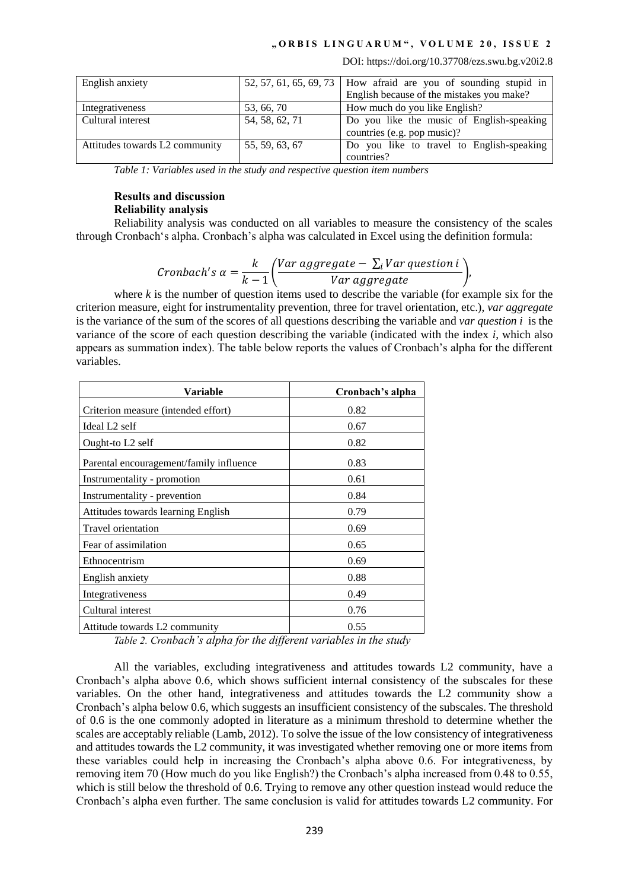| English anxiety | 52, 57, 61, 65, 69, 73 | How afraid are you of sounding stupid in English because of the mistakes you make? |
|---|---|---|
| Integrativeness | 53, 66, 70 | How much do you like English? |
| Cultural interest | 54, 58, 62, 71 | Do you like the music of English-speaking countries (e.g. pop music)? |
| Attitudes towards L2 community | 55, 59, 63, 67 | Do you like to travel to English-speaking countries? |

*Table 1: Variables used in the study and respective question item numbers*

**Results and discussion**

**Reliability analysis**

Reliability analysis was conducted on all variables to measure the consistency of the scales through Cronbach's alpha. Cronbach's alpha was calculated in Excel using the definition formula:

$$Cronbach's\ \alpha = \frac{k}{k-1}\left(\frac{Var\ aggregate - \sum_i Var\ question\ i}{Var\ aggregate}\right),$$

where $k$ is the number of question items used to describe the variable (for example six for the criterion measure, eight for instrumentality prevention, three for travel orientation, etc.), *var aggregate* is the variance of the sum of the scores of all questions describing the variable and *var question i* is the variance of the score of each question describing the variable (indicated with the index $i$, which also appears as summation index). The table below reports the values of Cronbach's alpha for the different variables.

| Variable | Cronbach's alpha |
|---|---|
| Criterion measure (intended effort) | 0.82 |
| Ideal L2 self | 0.67 |
| Ought-to L2 self | 0.82 |
| Parental encouragement/family influence | 0.83 |
| Instrumentality - promotion | 0.61 |
| Instrumentality - prevention | 0.84 |
| Attitudes towards learning English | 0.79 |
| Travel orientation | 0.69 |
| Fear of assimilation | 0.65 |
| Ethnocentrism | 0.69 |
| English anxiety | 0.88 |
| Integrativeness | 0.49 |
| Cultural interest | 0.76 |
| Attitude towards L2 community | 0.55 |

*Table 2. Cronbach's alpha for the different variables in the study*

All the variables, excluding integrativeness and attitudes towards L2 community, have a Cronbach's alpha above 0.6, which shows sufficient internal consistency of the subscales for these variables. On the other hand, integrativeness and attitudes towards the L2 community show a Cronbach's alpha below 0.6, which suggests an insufficient consistency of the subscales. The threshold of 0.6 is the one commonly adopted in literature as a minimum threshold to determine whether the scales are acceptably reliable (Lamb, 2012). To solve the issue of the low consistency of integrativeness and attitudes towards the L2 community, it was investigated whether removing one or more items from these variables could help in increasing the Cronbach's alpha above 0.6. For integrativeness, by removing item 70 (How much do you like English?) the Cronbach's alpha increased from 0.48 to 0.55, which is still below the threshold of 0.6. Trying to remove any other question instead would reduce the Cronbach's alpha even further. The same conclusion is valid for attitudes towards L2 community. For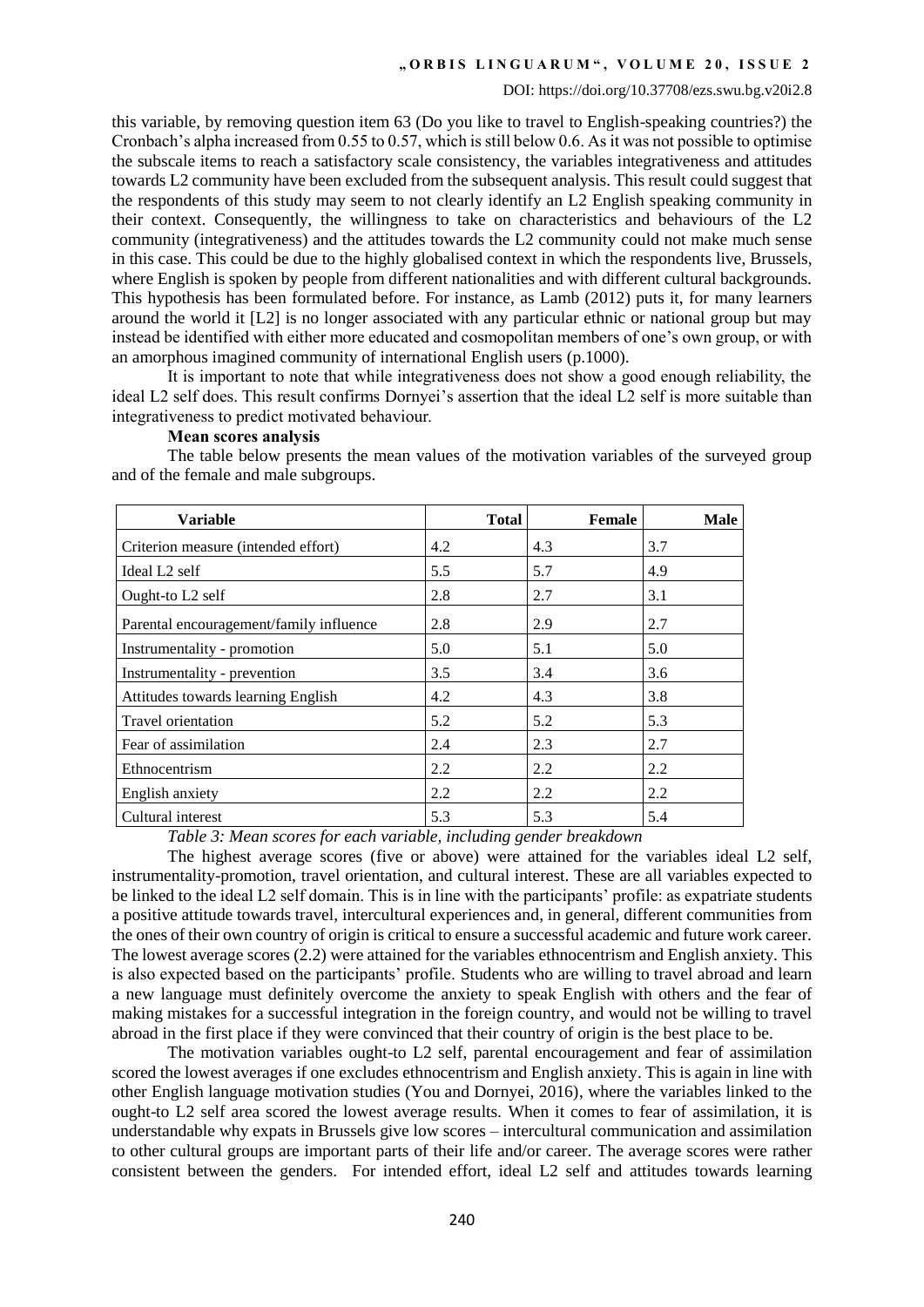this variable, by removing question item 63 (Do you like to travel to English-speaking countries?) the Cronbach's alpha increased from 0.55 to 0.57, which is still below 0.6. As it was not possible to optimise the subscale items to reach a satisfactory scale consistency, the variables integrativeness and attitudes towards L2 community have been excluded from the subsequent analysis. This result could suggest that the respondents of this study may seem to not clearly identify an L2 English speaking community in their context. Consequently, the willingness to take on characteristics and behaviours of the L2 community (integrativeness) and the attitudes towards the L2 community could not make much sense in this case. This could be due to the highly globalised context in which the respondents live, Brussels, where English is spoken by people from different nationalities and with different cultural backgrounds. This hypothesis has been formulated before. For instance, as Lamb (2012) puts it, for many learners around the world it [L2] is no longer associated with any particular ethnic or national group but may instead be identified with either more educated and cosmopolitan members of one's own group, or with an amorphous imagined community of international English users (p.1000).

It is important to note that while integrativeness does not show a good enough reliability, the ideal L2 self does. This result confirms Dornyei's assertion that the ideal L2 self is more suitable than integrativeness to predict motivated behaviour.

**Mean scores analysis**

The table below presents the mean values of the motivation variables of the surveyed group and of the female and male subgroups.

| Variable | Total | Female | Male |
|---|---|---|---|
| Criterion measure (intended effort) | 4.2 | 4.3 | 3.7 |
| Ideal L2 self | 5.5 | 5.7 | 4.9 |
| Ought-to L2 self | 2.8 | 2.7 | 3.1 |
| Parental encouragement/family influence | 2.8 | 2.9 | 2.7 |
| Instrumentality - promotion | 5.0 | 5.1 | 5.0 |
| Instrumentality - prevention | 3.5 | 3.4 | 3.6 |
| Attitudes towards learning English | 4.2 | 4.3 | 3.8 |
| Travel orientation | 5.2 | 5.2 | 5.3 |
| Fear of assimilation | 2.4 | 2.3 | 2.7 |
| Ethnocentrism | 2.2 | 2.2 | 2.2 |
| English anxiety | 2.2 | 2.2 | 2.2 |
| Cultural interest | 5.3 | 5.3 | 5.4 |

*Table 3: Mean scores for each variable, including gender breakdown*

The highest average scores (five or above) were attained for the variables ideal L2 self, instrumentality-promotion, travel orientation, and cultural interest. These are all variables expected to be linked to the ideal L2 self domain. This is in line with the participants' profile: as expatriate students a positive attitude towards travel, intercultural experiences and, in general, different communities from the ones of their own country of origin is critical to ensure a successful academic and future work career. The lowest average scores (2.2) were attained for the variables ethnocentrism and English anxiety. This is also expected based on the participants' profile. Students who are willing to travel abroad and learn a new language must definitely overcome the anxiety to speak English with others and the fear of making mistakes for a successful integration in the foreign country, and would not be willing to travel abroad in the first place if they were convinced that their country of origin is the best place to be.

The motivation variables ought-to L2 self, parental encouragement and fear of assimilation scored the lowest averages if one excludes ethnocentrism and English anxiety. This is again in line with other English language motivation studies (You and Dornyei, 2016), where the variables linked to the ought-to L2 self area scored the lowest average results. When it comes to fear of assimilation, it is understandable why expats in Brussels give low scores – intercultural communication and assimilation to other cultural groups are important parts of their life and/or career. The average scores were rather consistent between the genders. For intended effort, ideal L2 self and attitudes towards learning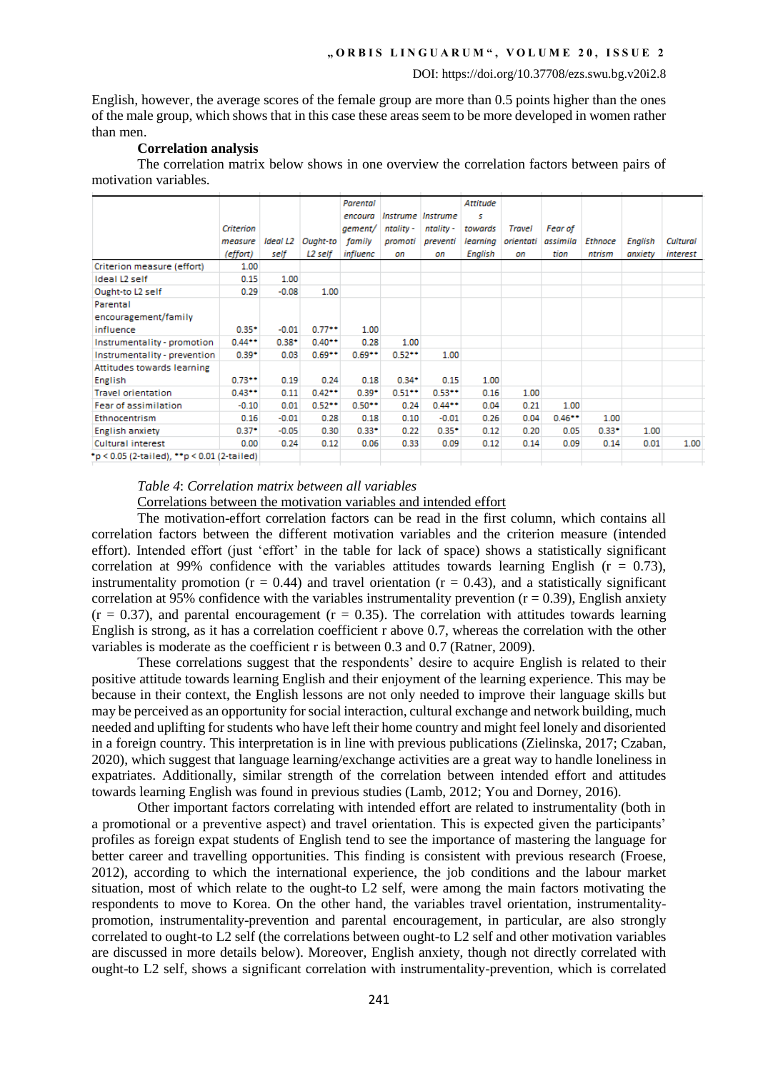English, however, the average scores of the female group are more than 0.5 points higher than the ones of the male group, which shows that in this case these areas seem to be more developed in women rather than men.

**Correlation analysis**

The correlation matrix below shows in one overview the correlation factors between pairs of motivation variables.

| | Criterion measure (effort) | Ideal L2 self | Ought-to L2 self | Parental encouragement/ family influenc | Instrumentality - promotion | Instrumentality - prevention | Attitudes towards learning English | Travel orientation | Fear of assimilation | Ethnocentrism | English anxiety | Cultural interest |
|---|---|---|---|---|---|---|---|---|---|---|---|---|
| Criterion measure (effort) | 1.00 | | | | | | | | | | | |
| Ideal L2 self | 0.15 | 1.00 | | | | | | | | | | |
| Ought-to L2 self | 0.29 | -0.08 | 1.00 | | | | | | | | | |
| Parental encouragement/family influence | 0.35* | -0.01 | 0.77** | 1.00 | | | | | | | | |
| Instrumentality - promotion | 0.44** | 0.38* | 0.40** | 0.28 | 1.00 | | | | | | | |
| Instrumentality - prevention | 0.39* | 0.03 | 0.69** | 0.69** | 0.52** | 1.00 | | | | | | |
| Attitudes towards learning English | 0.73** | 0.19 | 0.24 | 0.18 | 0.34* | 0.15 | 1.00 | | | | | |
| Travel orientation | 0.43** | 0.11 | 0.42** | 0.39* | 0.51** | 0.53** | 0.16 | 1.00 | | | | |
| Fear of assimilation | -0.10 | 0.01 | 0.52** | 0.50** | 0.24 | 0.44** | 0.04 | 0.21 | 1.00 | | | |
| Ethnocentrism | 0.16 | -0.01 | 0.28 | 0.18 | 0.10 | -0.01 | 0.26 | 0.04 | 0.46** | 1.00 | | |
| English anxiety | 0.37* | -0.05 | 0.30 | 0.33* | 0.22 | 0.35* | 0.12 | 0.20 | 0.05 | 0.33* | 1.00 | |
| Cultural interest | 0.00 | 0.24 | 0.12 | 0.06 | 0.33 | 0.09 | 0.12 | 0.14 | 0.09 | 0.14 | 0.01 | 1.00 |

*p < 0.05 (2-tailed), **p < 0.01 (2-tailed)

*Table 4*: *Correlation matrix between all variables*

Correlations between the motivation variables and intended effort

The motivation-effort correlation factors can be read in the first column, which contains all correlation factors between the different motivation variables and the criterion measure (intended effort). Intended effort (just 'effort' in the table for lack of space) shows a statistically significant correlation at 99% confidence with the variables attitudes towards learning English ($r = 0.73$), instrumentality promotion ($r = 0.44$) and travel orientation ($r = 0.43$), and a statistically significant correlation at 95% confidence with the variables instrumentality prevention ($r = 0.39$), English anxiety ($r = 0.37$), and parental encouragement ($r = 0.35$). The correlation with attitudes towards learning English is strong, as it has a correlation coefficient r above 0.7, whereas the correlation with the other variables is moderate as the coefficient r is between 0.3 and 0.7 (Ratner, 2009).

These correlations suggest that the respondents' desire to acquire English is related to their positive attitude towards learning English and their enjoyment of the learning experience. This may be because in their context, the English lessons are not only needed to improve their language skills but may be perceived as an opportunity for social interaction, cultural exchange and network building, much needed and uplifting for students who have left their home country and might feel lonely and disoriented in a foreign country. This interpretation is in line with previous publications (Zielinska, 2017; Czaban, 2020), which suggest that language learning/exchange activities are a great way to handle loneliness in expatriates. Additionally, similar strength of the correlation between intended effort and attitudes towards learning English was found in previous studies (Lamb, 2012; You and Dorney, 2016).

Other important factors correlating with intended effort are related to instrumentality (both in a promotional or a preventive aspect) and travel orientation. This is expected given the participants' profiles as foreign expat students of English tend to see the importance of mastering the language for better career and travelling opportunities. This finding is consistent with previous research (Froese, 2012), according to which the international experience, the job conditions and the labour market situation, most of which relate to the ought-to L2 self, were among the main factors motivating the respondents to move to Korea. On the other hand, the variables travel orientation, instrumentality-promotion, instrumentality-prevention and parental encouragement, in particular, are also strongly correlated to ought-to L2 self (the correlations between ought-to L2 self and other motivation variables are discussed in more details below). Moreover, English anxiety, though not directly correlated with ought-to L2 self, shows a significant correlation with instrumentality-prevention, which is correlated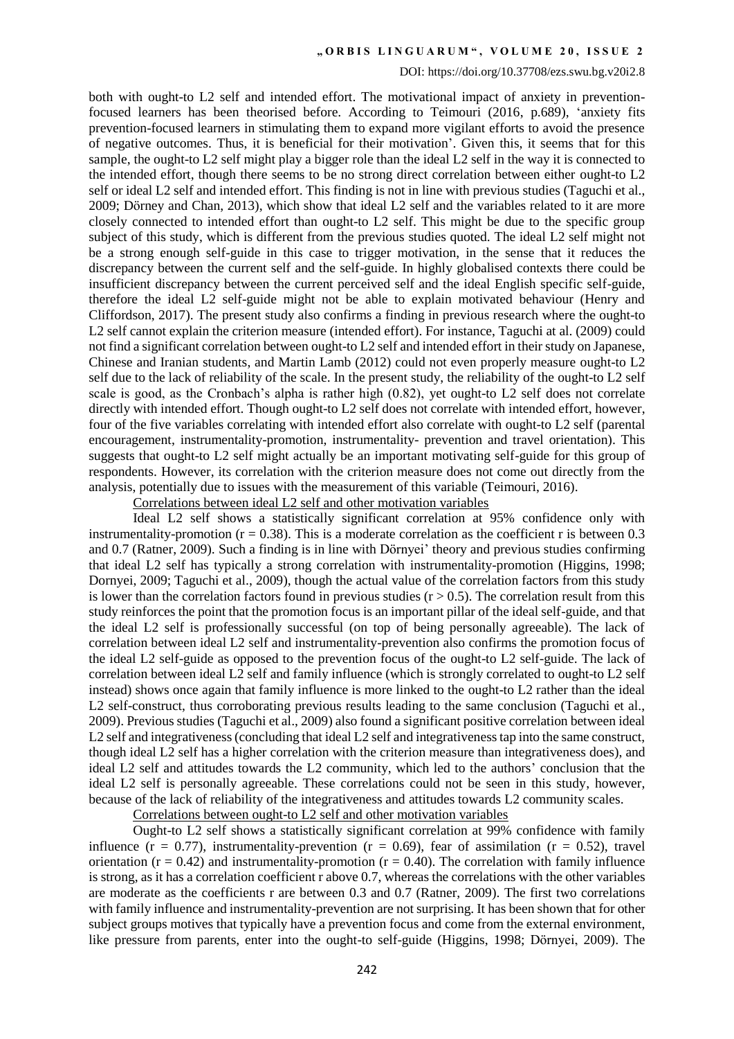both with ought-to L2 self and intended effort. The motivational impact of anxiety in prevention-focused learners has been theorised before. According to Teimouri (2016, p.689), 'anxiety fits prevention-focused learners in stimulating them to expand more vigilant efforts to avoid the presence of negative outcomes. Thus, it is beneficial for their motivation'. Given this, it seems that for this sample, the ought-to L2 self might play a bigger role than the ideal L2 self in the way it is connected to the intended effort, though there seems to be no strong direct correlation between either ought-to L2 self or ideal L2 self and intended effort. This finding is not in line with previous studies (Taguchi et al., 2009; Dörney and Chan, 2013), which show that ideal L2 self and the variables related to it are more closely connected to intended effort than ought-to L2 self. This might be due to the specific group subject of this study, which is different from the previous studies quoted. The ideal L2 self might not be a strong enough self-guide in this case to trigger motivation, in the sense that it reduces the discrepancy between the current self and the self-guide. In highly globalised contexts there could be insufficient discrepancy between the current perceived self and the ideal English specific self-guide, therefore the ideal L2 self-guide might not be able to explain motivated behaviour (Henry and Cliffordson, 2017). The present study also confirms a finding in previous research where the ought-to L2 self cannot explain the criterion measure (intended effort). For instance, Taguchi at al. (2009) could not find a significant correlation between ought-to L2 self and intended effort in their study on Japanese, Chinese and Iranian students, and Martin Lamb (2012) could not even properly measure ought-to L2 self due to the lack of reliability of the scale. In the present study, the reliability of the ought-to L2 self scale is good, as the Cronbach's alpha is rather high (0.82), yet ought-to L2 self does not correlate directly with intended effort. Though ought-to L2 self does not correlate with intended effort, however, four of the five variables correlating with intended effort also correlate with ought-to L2 self (parental encouragement, instrumentality-promotion, instrumentality- prevention and travel orientation). This suggests that ought-to L2 self might actually be an important motivating self-guide for this group of respondents. However, its correlation with the criterion measure does not come out directly from the analysis, potentially due to issues with the measurement of this variable (Teimouri, 2016).

Correlations between ideal L2 self and other motivation variables

Ideal L2 self shows a statistically significant correlation at 95% confidence only with instrumentality-promotion ($r = 0.38$). This is a moderate correlation as the coefficient r is between 0.3 and 0.7 (Ratner, 2009). Such a finding is in line with Dörnyei' theory and previous studies confirming that ideal L2 self has typically a strong correlation with instrumentality-promotion (Higgins, 1998; Dornyei, 2009; Taguchi et al., 2009), though the actual value of the correlation factors from this study is lower than the correlation factors found in previous studies ($r > 0.5$). The correlation result from this study reinforces the point that the promotion focus is an important pillar of the ideal self-guide, and that the ideal L2 self is professionally successful (on top of being personally agreeable). The lack of correlation between ideal L2 self and instrumentality-prevention also confirms the promotion focus of the ideal L2 self-guide as opposed to the prevention focus of the ought-to L2 self-guide. The lack of correlation between ideal L2 self and family influence (which is strongly correlated to ought-to L2 self instead) shows once again that family influence is more linked to the ought-to L2 rather than the ideal L2 self-construct, thus corroborating previous results leading to the same conclusion (Taguchi et al., 2009). Previous studies (Taguchi et al., 2009) also found a significant positive correlation between ideal L2 self and integrativeness (concluding that ideal L2 self and integrativeness tap into the same construct, though ideal L2 self has a higher correlation with the criterion measure than integrativeness does), and ideal L2 self and attitudes towards the L2 community, which led to the authors' conclusion that the ideal L2 self is personally agreeable. These correlations could not be seen in this study, however, because of the lack of reliability of the integrativeness and attitudes towards L2 community scales.

Correlations between ought-to L2 self and other motivation variables

Ought-to L2 self shows a statistically significant correlation at 99% confidence with family influence ($r = 0.77$), instrumentality-prevention ($r = 0.69$), fear of assimilation ($r = 0.52$), travel orientation ($r = 0.42$) and instrumentality-promotion ($r = 0.40$). The correlation with family influence is strong, as it has a correlation coefficient r above 0.7, whereas the correlations with the other variables are moderate as the coefficients r are between 0.3 and 0.7 (Ratner, 2009). The first two correlations with family influence and instrumentality-prevention are not surprising. It has been shown that for other subject groups motives that typically have a prevention focus and come from the external environment, like pressure from parents, enter into the ought-to self-guide (Higgins, 1998; Dörnyei, 2009). The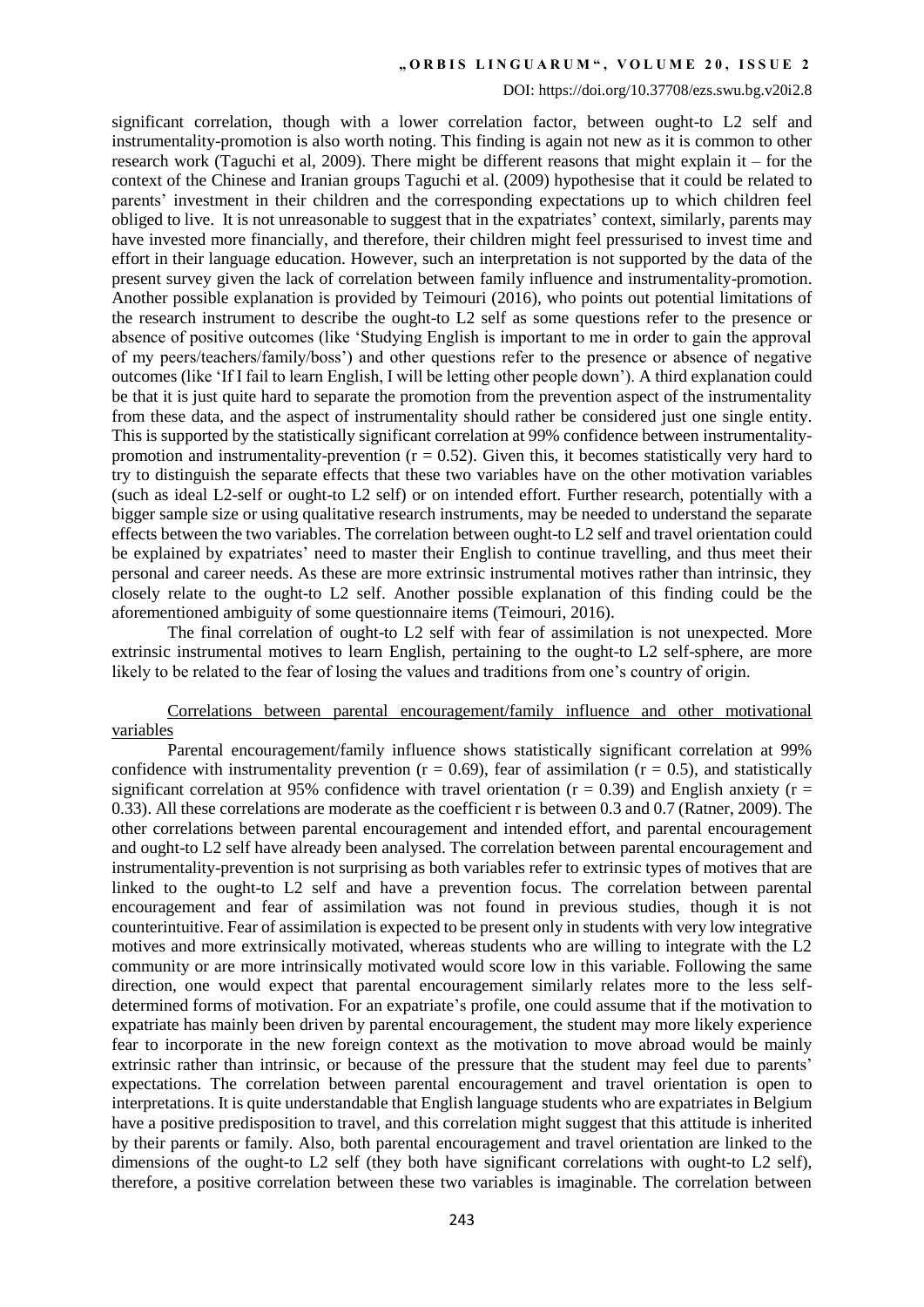significant correlation, though with a lower correlation factor, between ought-to L2 self and instrumentality-promotion is also worth noting. This finding is again not new as it is common to other research work (Taguchi et al, 2009). There might be different reasons that might explain it – for the context of the Chinese and Iranian groups Taguchi et al. (2009) hypothesise that it could be related to parents' investment in their children and the corresponding expectations up to which children feel obliged to live. It is not unreasonable to suggest that in the expatriates' context, similarly, parents may have invested more financially, and therefore, their children might feel pressurised to invest time and effort in their language education. However, such an interpretation is not supported by the data of the present survey given the lack of correlation between family influence and instrumentality-promotion. Another possible explanation is provided by Teimouri (2016), who points out potential limitations of the research instrument to describe the ought-to L2 self as some questions refer to the presence or absence of positive outcomes (like 'Studying English is important to me in order to gain the approval of my peers/teachers/family/boss') and other questions refer to the presence or absence of negative outcomes (like 'If I fail to learn English, I will be letting other people down'). A third explanation could be that it is just quite hard to separate the promotion from the prevention aspect of the instrumentality from these data, and the aspect of instrumentality should rather be considered just one single entity. This is supported by the statistically significant correlation at 99% confidence between instrumentality-promotion and instrumentality-prevention ($r = 0.52$). Given this, it becomes statistically very hard to try to distinguish the separate effects that these two variables have on the other motivation variables (such as ideal L2-self or ought-to L2 self) or on intended effort. Further research, potentially with a bigger sample size or using qualitative research instruments, may be needed to understand the separate effects between the two variables. The correlation between ought-to L2 self and travel orientation could be explained by expatriates' need to master their English to continue travelling, and thus meet their personal and career needs. As these are more extrinsic instrumental motives rather than intrinsic, they closely relate to the ought-to L2 self. Another possible explanation of this finding could be the aforementioned ambiguity of some questionnaire items (Teimouri, 2016).

The final correlation of ought-to L2 self with fear of assimilation is not unexpected. More extrinsic instrumental motives to learn English, pertaining to the ought-to L2 self-sphere, are more likely to be related to the fear of losing the values and traditions from one's country of origin.

Correlations between parental encouragement/family influence and other motivational variables

Parental encouragement/family influence shows statistically significant correlation at 99% confidence with instrumentality prevention ($r = 0.69$), fear of assimilation ($r = 0.5$), and statistically significant correlation at 95% confidence with travel orientation ($r = 0.39$) and English anxiety ($r = 0.33$). All these correlations are moderate as the coefficient r is between 0.3 and 0.7 (Ratner, 2009). The other correlations between parental encouragement and intended effort, and parental encouragement and ought-to L2 self have already been analysed. The correlation between parental encouragement and instrumentality-prevention is not surprising as both variables refer to extrinsic types of motives that are linked to the ought-to L2 self and have a prevention focus. The correlation between parental encouragement and fear of assimilation was not found in previous studies, though it is not counterintuitive. Fear of assimilation is expected to be present only in students with very low integrative motives and more extrinsically motivated, whereas students who are willing to integrate with the L2 community or are more intrinsically motivated would score low in this variable. Following the same direction, one would expect that parental encouragement similarly relates more to the less self-determined forms of motivation. For an expatriate's profile, one could assume that if the motivation to expatriate has mainly been driven by parental encouragement, the student may more likely experience fear to incorporate in the new foreign context as the motivation to move abroad would be mainly extrinsic rather than intrinsic, or because of the pressure that the student may feel due to parents' expectations. The correlation between parental encouragement and travel orientation is open to interpretations. It is quite understandable that English language students who are expatriates in Belgium have a positive predisposition to travel, and this correlation might suggest that this attitude is inherited by their parents or family. Also, both parental encouragement and travel orientation are linked to the dimensions of the ought-to L2 self (they both have significant correlations with ought-to L2 self), therefore, a positive correlation between these two variables is imaginable. The correlation between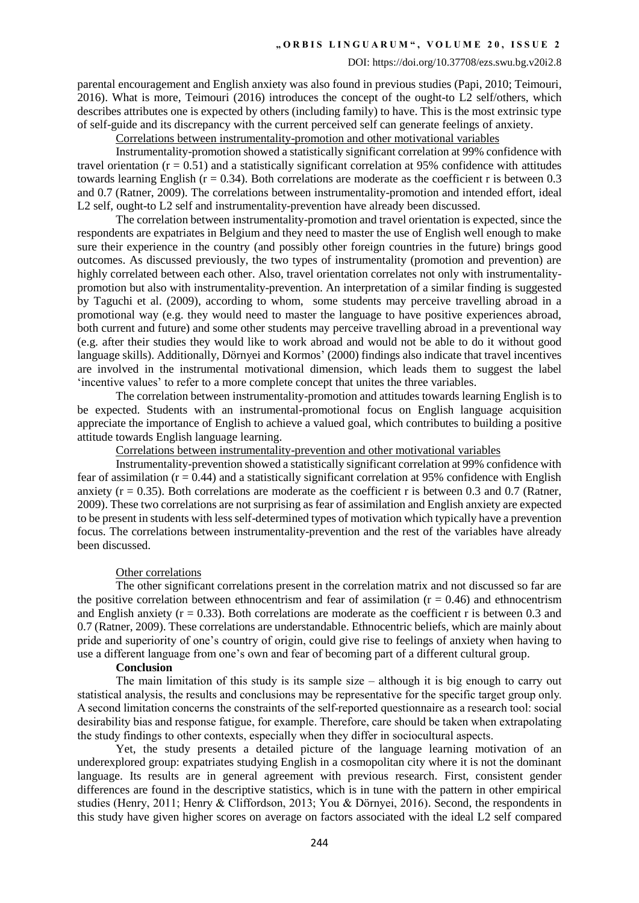parental encouragement and English anxiety was also found in previous studies (Papi, 2010; Teimouri, 2016). What is more, Teimouri (2016) introduces the concept of the ought-to L2 self/others, which describes attributes one is expected by others (including family) to have. This is the most extrinsic type of self-guide and its discrepancy with the current perceived self can generate feelings of anxiety.

Correlations between instrumentality-promotion and other motivational variables

Instrumentality-promotion showed a statistically significant correlation at 99% confidence with travel orientation ($r = 0.51$) and a statistically significant correlation at 95% confidence with attitudes towards learning English ($r = 0.34$). Both correlations are moderate as the coefficient r is between 0.3 and 0.7 (Ratner, 2009). The correlations between instrumentality-promotion and intended effort, ideal L2 self, ought-to L2 self and instrumentality-prevention have already been discussed.

The correlation between instrumentality-promotion and travel orientation is expected, since the respondents are expatriates in Belgium and they need to master the use of English well enough to make sure their experience in the country (and possibly other foreign countries in the future) brings good outcomes. As discussed previously, the two types of instrumentality (promotion and prevention) are highly correlated between each other. Also, travel orientation correlates not only with instrumentality-promotion but also with instrumentality-prevention. An interpretation of a similar finding is suggested by Taguchi et al. (2009), according to whom, some students may perceive travelling abroad in a promotional way (e.g. they would need to master the language to have positive experiences abroad, both current and future) and some other students may perceive travelling abroad in a preventional way (e.g. after their studies they would like to work abroad and would not be able to do it without good language skills). Additionally, Dörnyei and Kormos' (2000) findings also indicate that travel incentives are involved in the instrumental motivational dimension, which leads them to suggest the label 'incentive values' to refer to a more complete concept that unites the three variables.

The correlation between instrumentality-promotion and attitudes towards learning English is to be expected. Students with an instrumental-promotional focus on English language acquisition appreciate the importance of English to achieve a valued goal, which contributes to building a positive attitude towards English language learning.

Correlations between instrumentality-prevention and other motivational variables

Instrumentality-prevention showed a statistically significant correlation at 99% confidence with fear of assimilation ($r = 0.44$) and a statistically significant correlation at 95% confidence with English anxiety ($r = 0.35$). Both correlations are moderate as the coefficient r is between 0.3 and 0.7 (Ratner, 2009). These two correlations are not surprising as fear of assimilation and English anxiety are expected to be present in students with less self-determined types of motivation which typically have a prevention focus. The correlations between instrumentality-prevention and the rest of the variables have already been discussed.

Other correlations

The other significant correlations present in the correlation matrix and not discussed so far are the positive correlation between ethnocentrism and fear of assimilation ($r = 0.46$) and ethnocentrism and English anxiety ($r = 0.33$). Both correlations are moderate as the coefficient r is between 0.3 and 0.7 (Ratner, 2009). These correlations are understandable. Ethnocentric beliefs, which are mainly about pride and superiority of one's country of origin, could give rise to feelings of anxiety when having to use a different language from one's own and fear of becoming part of a different cultural group.

**Conclusion**

The main limitation of this study is its sample size – although it is big enough to carry out statistical analysis, the results and conclusions may be representative for the specific target group only. A second limitation concerns the constraints of the self-reported questionnaire as a research tool: social desirability bias and response fatigue, for example. Therefore, care should be taken when extrapolating the study findings to other contexts, especially when they differ in sociocultural aspects.

Yet, the study presents a detailed picture of the language learning motivation of an underexplored group: expatriates studying English in a cosmopolitan city where it is not the dominant language. Its results are in general agreement with previous research. First, consistent gender differences are found in the descriptive statistics, which is in tune with the pattern in other empirical studies (Henry, 2011; Henry & Cliffordson, 2013; You & Dörnyei, 2016). Second, the respondents in this study have given higher scores on average on factors associated with the ideal L2 self compared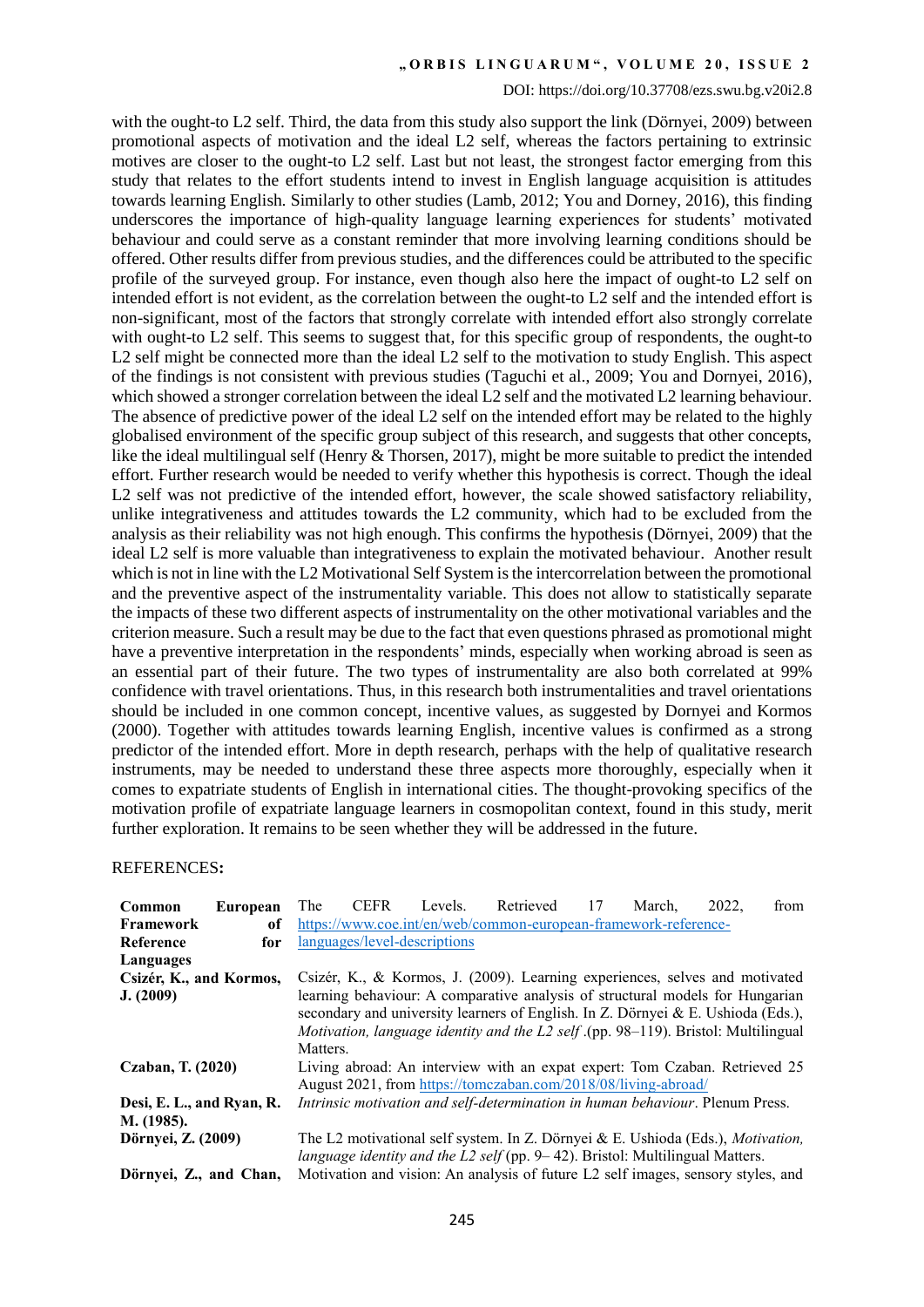with the ought-to L2 self. Third, the data from this study also support the link (Dörnyei, 2009) between promotional aspects of motivation and the ideal L2 self, whereas the factors pertaining to extrinsic motives are closer to the ought-to L2 self. Last but not least, the strongest factor emerging from this study that relates to the effort students intend to invest in English language acquisition is attitudes towards learning English. Similarly to other studies (Lamb, 2012; You and Dorney, 2016), this finding underscores the importance of high-quality language learning experiences for students' motivated behaviour and could serve as a constant reminder that more involving learning conditions should be offered. Other results differ from previous studies, and the differences could be attributed to the specific profile of the surveyed group. For instance, even though also here the impact of ought-to L2 self on intended effort is not evident, as the correlation between the ought-to L2 self and the intended effort is non-significant, most of the factors that strongly correlate with intended effort also strongly correlate with ought-to L2 self. This seems to suggest that, for this specific group of respondents, the ought-to L2 self might be connected more than the ideal L2 self to the motivation to study English. This aspect of the findings is not consistent with previous studies (Taguchi et al., 2009; You and Dornyei, 2016), which showed a stronger correlation between the ideal L2 self and the motivated L2 learning behaviour. The absence of predictive power of the ideal L2 self on the intended effort may be related to the highly globalised environment of the specific group subject of this research, and suggests that other concepts, like the ideal multilingual self (Henry & Thorsen, 2017), might be more suitable to predict the intended effort. Further research would be needed to verify whether this hypothesis is correct. Though the ideal L2 self was not predictive of the intended effort, however, the scale showed satisfactory reliability, unlike integrativeness and attitudes towards the L2 community, which had to be excluded from the analysis as their reliability was not high enough. This confirms the hypothesis (Dörnyei, 2009) that the ideal L2 self is more valuable than integrativeness to explain the motivated behaviour. Another result which is not in line with the L2 Motivational Self System is the intercorrelation between the promotional and the preventive aspect of the instrumentality variable. This does not allow to statistically separate the impacts of these two different aspects of instrumentality on the other motivational variables and the criterion measure. Such a result may be due to the fact that even questions phrased as promotional might have a preventive interpretation in the respondents' minds, especially when working abroad is seen as an essential part of their future. The two types of instrumentality are also both correlated at 99% confidence with travel orientations. Thus, in this research both instrumentalities and travel orientations should be included in one common concept, incentive values, as suggested by Dornyei and Kormos (2000). Together with attitudes towards learning English, incentive values is confirmed as a strong predictor of the intended effort. More in depth research, perhaps with the help of qualitative research instruments, may be needed to understand these three aspects more thoroughly, especially when it comes to expatriate students of English in international cities. The thought-provoking specifics of the motivation profile of expatriate language learners in cosmopolitan context, found in this study, merit further exploration. It remains to be seen whether they will be addressed in the future.

REFERENCES**:**

**Common European Framework of Reference for Languages** The CEFR Levels. Retrieved 17 March, 2022, from https://www.coe.int/en/web/common-european-framework-reference-languages/level-descriptions

**Csizér, K., and Kormos, J. (2009)** Csizér, K., & Kormos, J. (2009). Learning experiences, selves and motivated learning behaviour: A comparative analysis of structural models for Hungarian secondary and university learners of English. In Z. Dörnyei & E. Ushioda (Eds.), *Motivation, language identity and the L2 self* .(pp. 98–119). Bristol: Multilingual Matters.

**Czaban, T. (2020)** Living abroad: An interview with an expat expert: Tom Czaban. Retrieved 25 August 2021, from https://tomczaban.com/2018/08/living-abroad/

**Desi, E. L., and Ryan, R. M. (1985).** *Intrinsic motivation and self-determination in human behaviour*. Plenum Press.

**Dörnyei, Z. (2009)** The L2 motivational self system. In Z. Dörnyei & E. Ushioda (Eds.), *Motivation, language identity and the L2 self* (pp. 9– 42). Bristol: Multilingual Matters.

**Dörnyei, Z., and Chan,** Motivation and vision: An analysis of future L2 self images, sensory styles, and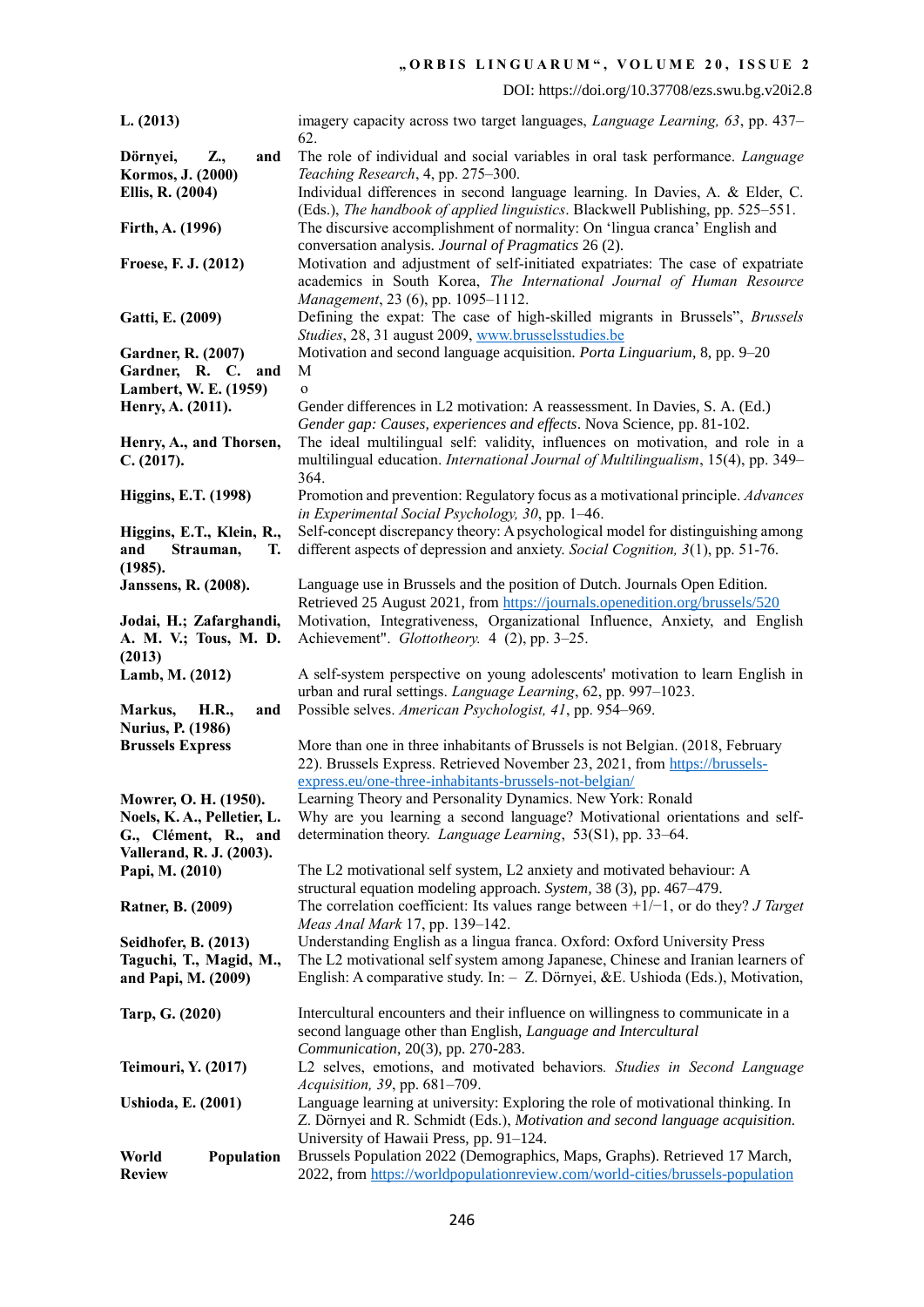**L. (2013)** imagery capacity across two target languages, *Language Learning, 63*, pp. 437–62.

**Dörnyei, Z., and Kormos, J. (2000)** The role of individual and social variables in oral task performance. *Language Teaching Research*, 4, pp. 275–300.

**Ellis, R. (2004)** Individual differences in second language learning. In Davies, A. & Elder, C. (Eds.), *The handbook of applied linguistics*. Blackwell Publishing, pp. 525–551.

**Firth, A. (1996)** The discursive accomplishment of normality: On 'lingua cranca' English and conversation analysis. *Journal of Pragmatics* 26 (2).

**Froese, F. J. (2012)** Motivation and adjustment of self-initiated expatriates: The case of expatriate academics in South Korea, *The International Journal of Human Resource Management*, 23 (6), pp. 1095–1112.

**Gatti, E. (2009)** Defining the expat: The case of high-skilled migrants in Brussels", *Brussels Studies*, 28, 31 august 2009, www.brusselsstudies.be

**Gardner, R. (2007)** Motivation and second language acquisition. *Porta Linguarium*, 8, pp. 9–20

**Gardner, R. C. and Lambert, W. E. (1959)** M o

**Henry, A. (2011).** Gender differences in L2 motivation: A reassessment. In Davies, S. A. (Ed.) *Gender gap: Causes, experiences and effects*. Nova Science, pp. 81-102.

**Henry, A., and Thorsen, C. (2017).** The ideal multilingual self: validity, influences on motivation, and role in a multilingual education. *International Journal of Multilingualism*, 15(4), pp. 349–364.

**Higgins, E.T. (1998)** Promotion and prevention: Regulatory focus as a motivational principle. *Advances in Experimental Social Psychology, 30*, pp. 1–46.

**Higgins, E.T., Klein, R., and Strauman, T. (1985).** Self-concept discrepancy theory: A psychological model for distinguishing among different aspects of depression and anxiety. *Social Cognition, 3*(1), pp. 51-76.

**Janssens, R. (2008).** Language use in Brussels and the position of Dutch. Journals Open Edition. Retrieved 25 August 2021, from https://journals.openedition.org/brussels/520

**Jodai, H.; Zafarghandi, A. M. V.; Tous, M. D. (2013)** Motivation, Integrativeness, Organizational Influence, Anxiety, and English Achievement". *Glottotheory.* 4 (2), pp. 3–25.

**Lamb, M. (2012)** A self-system perspective on young adolescents' motivation to learn English in urban and rural settings. *Language Learning*, 62, pp. 997–1023.

**Markus, H.R., and Nurius, P. (1986)** Possible selves. *American Psychologist, 41*, pp. 954–969.

**Brussels Express** More than one in three inhabitants of Brussels is not Belgian. (2018, February 22). Brussels Express. Retrieved November 23, 2021, from https://brussels-express.eu/one-three-inhabitants-brussels-not-belgian/

**Mowrer, O. H. (1950).** Learning Theory and Personality Dynamics. New York: Ronald

**Noels, K. A., Pelletier, L. G., Clément, R., and Vallerand, R. J. (2003).** Why are you learning a second language? Motivational orientations and self-determination theory. *Language Learning*, 53(S1), pp. 33–64.

**Papi, M. (2010)** The L2 motivational self system, L2 anxiety and motivated behaviour: A structural equation modeling approach. *System*, 38 (3), pp. 467–479.

**Ratner, B. (2009)** The correlation coefficient: Its values range between +1/−1, or do they? *J Target Meas Anal Mark* 17, pp. 139–142.

**Seidhofer, B. (2013)** Understanding English as a lingua franca. Oxford: Oxford University Press

**Taguchi, T., Magid, M., and Papi, M. (2009)** The L2 motivational self system among Japanese, Chinese and Iranian learners of English: A comparative study. In: – Z. Dörnyei, &E. Ushioda (Eds.), Motivation,

**Tarp, G. (2020)** Intercultural encounters and their influence on willingness to communicate in a second language other than English, *Language and Intercultural Communication*, 20(3), pp. 270-283.

**Teimouri, Y. (2017)** L2 selves, emotions, and motivated behaviors. *Studies in Second Language Acquisition, 39*, pp. 681–709.

**Ushioda, E. (2001)** Language learning at university: Exploring the role of motivational thinking. In Z. Dörnyei and R. Schmidt (Eds.), *Motivation and second language acquisition.* University of Hawaii Press, pp. 91–124.

**World Population Review** Brussels Population 2022 (Demographics, Maps, Graphs). Retrieved 17 March, 2022, from https://worldpopulationreview.com/world-cities/brussels-population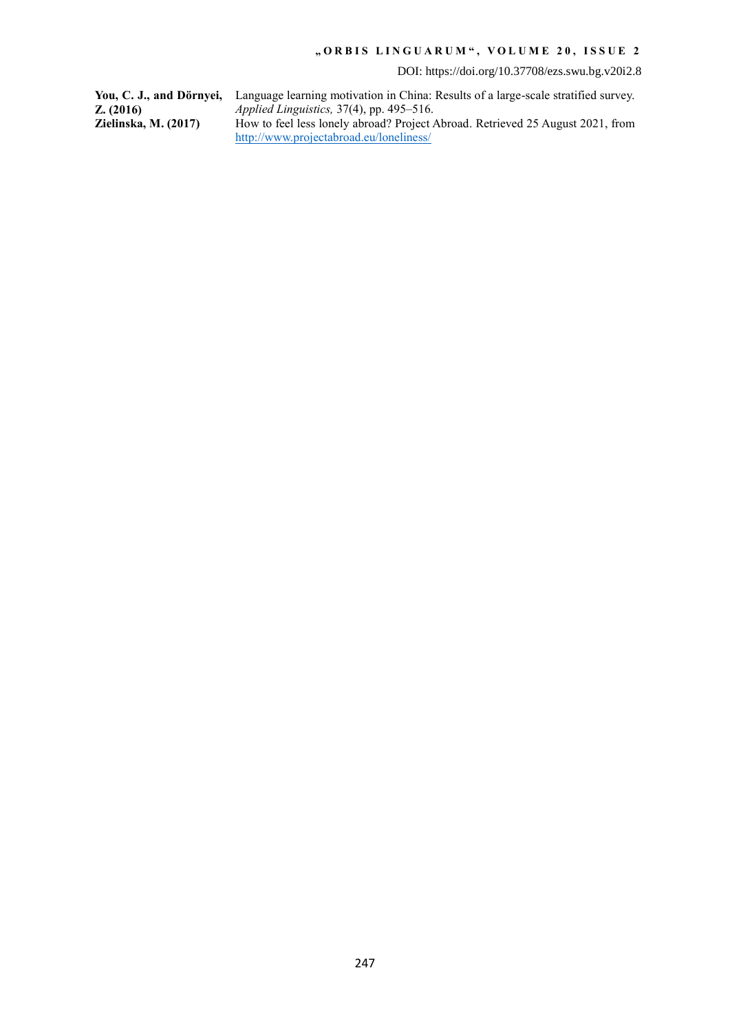**You, C. J., and Dörnyei, Z. (2016)** Language learning motivation in China: Results of a large-scale stratified survey. *Applied Linguistics,* 37(4), pp. 495–516.

**Zielinska, M. (2017)** How to feel less lonely abroad? Project Abroad. Retrieved 25 August 2021, from http://www.projectabroad.eu/loneliness/